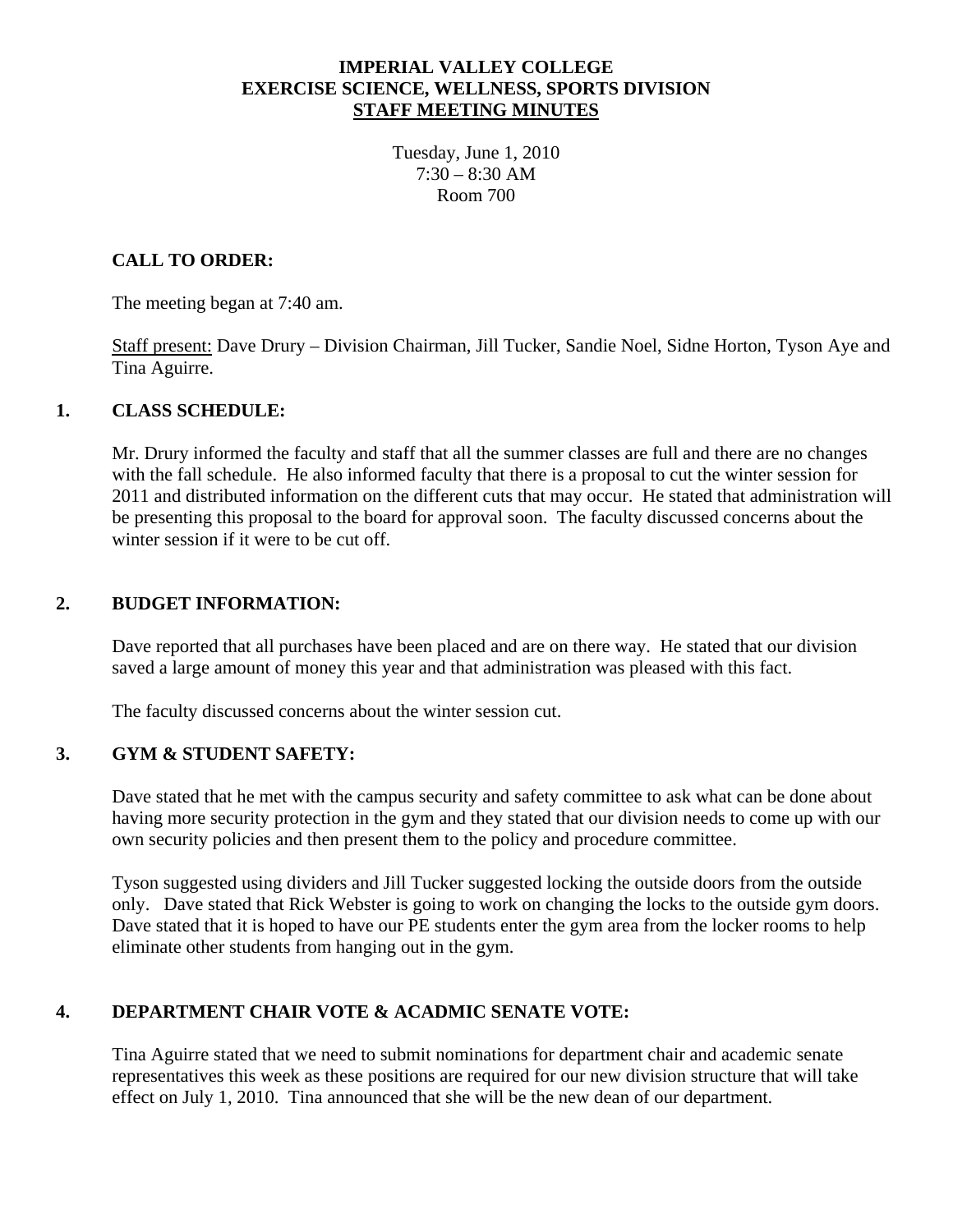**IMPERIAL VALLEY COLLEGE**
**EXERCISE SCIENCE, WELLNESS, SPORTS DIVISION**
**STAFF MEETING MINUTES**

Tuesday, June 1, 2010
7:30 – 8:30 AM
Room 700

## CALL TO ORDER:

The meeting began at 7:40 am.

Staff present: Dave Drury – Division Chairman, Jill Tucker, Sandie Noel, Sidne Horton, Tyson Aye and Tina Aguirre.

## 1. CLASS SCHEDULE:

Mr. Drury informed the faculty and staff that all the summer classes are full and there are no changes with the fall schedule. He also informed faculty that there is a proposal to cut the winter session for 2011 and distributed information on the different cuts that may occur. He stated that administration will be presenting this proposal to the board for approval soon. The faculty discussed concerns about the winter session if it were to be cut off.

## 2. BUDGET INFORMATION:

Dave reported that all purchases have been placed and are on there way. He stated that our division saved a large amount of money this year and that administration was pleased with this fact.

The faculty discussed concerns about the winter session cut.

## 3. GYM & STUDENT SAFETY:

Dave stated that he met with the campus security and safety committee to ask what can be done about having more security protection in the gym and they stated that our division needs to come up with our own security policies and then present them to the policy and procedure committee.

Tyson suggested using dividers and Jill Tucker suggested locking the outside doors from the outside only. Dave stated that Rick Webster is going to work on changing the locks to the outside gym doors. Dave stated that it is hoped to have our PE students enter the gym area from the locker rooms to help eliminate other students from hanging out in the gym.

## 4. DEPARTMENT CHAIR VOTE & ACADMIC SENATE VOTE:

Tina Aguirre stated that we need to submit nominations for department chair and academic senate representatives this week as these positions are required for our new division structure that will take effect on July 1, 2010. Tina announced that she will be the new dean of our department.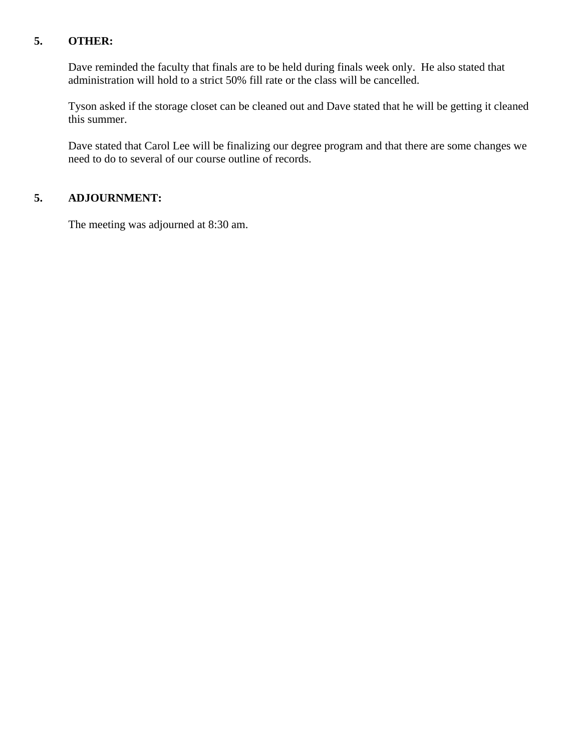**5. OTHER:**

Dave reminded the faculty that finals are to be held during finals week only. He also stated that administration will hold to a strict 50% fill rate or the class will be cancelled.

Tyson asked if the storage closet can be cleaned out and Dave stated that he will be getting it cleaned this summer.

Dave stated that Carol Lee will be finalizing our degree program and that there are some changes we need to do to several of our course outline of records.

**5. ADJOURNMENT:**

The meeting was adjourned at 8:30 am.